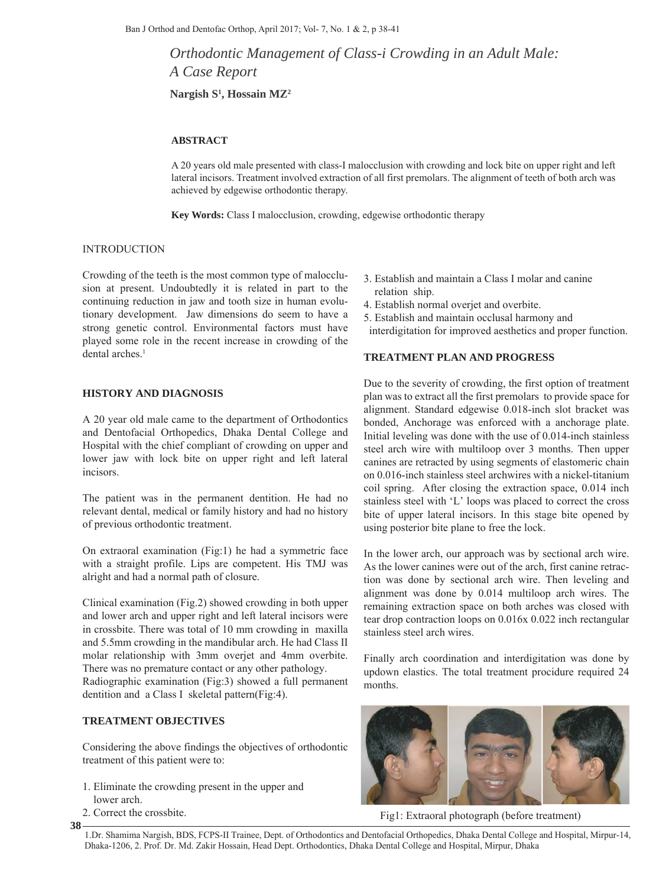# *Orthodontic Management of Class-i Crowding in an Adult Male: A Case Report*

**Nargish S[1], Hossain MZ[2]**

## ABSTRACT

A 20 years old male presented with class-I malocclusion with crowding and lock bite on upper right and left lateral incisors. Treatment involved extraction of all first premolars. The alignment of teeth of both arch was achieved by edgewise orthodontic therapy.

**Key Words:** Class I malocclusion, crowding, edgewise orthodontic therapy

## INTRODUCTION

Crowding of the teeth is the most common type of malocclusion at present. Undoubtedly it is related in part to the continuing reduction in jaw and tooth size in human evolutionary development. Jaw dimensions do seem to have a strong genetic control. Environmental factors must have played some role in the recent increase in crowding of the dental arches.[1]

## HISTORY AND DIAGNOSIS

A 20 year old male came to the department of Orthodontics and Dentofacial Orthopedics, Dhaka Dental College and Hospital with the chief compliant of crowding on upper and lower jaw with lock bite on upper right and left lateral incisors.

The patient was in the permanent dentition. He had no relevant dental, medical or family history and had no history of previous orthodontic treatment.

On extraoral examination (Fig:1) he had a symmetric face with a straight profile. Lips are competent. His TMJ was alright and had a normal path of closure.

Clinical examination (Fig.2) showed crowding in both upper and lower arch and upper right and left lateral incisors were in crossbite. There was total of 10 mm crowding in maxilla and 5.5mm crowding in the mandibular arch. He had Class II molar relationship with 3mm overjet and 4mm overbite. There was no premature contact or any other pathology. Radiographic examination (Fig:3) showed a full permanent dentition and a Class I skeletal pattern(Fig:4).

## TREATMENT OBJECTIVES

Considering the above findings the objectives of orthodontic treatment of this patient were to:

1. Eliminate the crowding present in the upper and lower arch.
2. Correct the crossbite.
3. Establish and maintain a Class I molar and canine relation ship.
4. Establish normal overjet and overbite.
5. Establish and maintain occlusal harmony and interdigitation for improved aesthetics and proper function.

## TREATMENT PLAN AND PROGRESS

Due to the severity of crowding, the first option of treatment plan was to extract all the first premolars to provide space for alignment. Standard edgewise 0.018-inch slot bracket was bonded, Anchorage was enforced with a anchorage plate. Initial leveling was done with the use of 0.014-inch stainless steel arch wire with multiloop over 3 months. Then upper canines are retracted by using segments of elastomeric chain on 0.016-inch stainless steel archwires with a nickel-titanium coil spring. After closing the extraction space, 0.014 inch stainless steel with 'L' loops was placed to correct the cross bite of upper lateral incisors. In this stage bite opened by using posterior bite plane to free the lock.

In the lower arch, our approach was by sectional arch wire. As the lower canines were out of the arch, first canine retraction was done by sectional arch wire. Then leveling and alignment was done by 0.014 multiloop arch wires. The remaining extraction space on both arches was closed with tear drop contraction loops on 0.016x 0.022 inch rectangular stainless steel arch wires.

Finally arch coordination and interdigitation was done by updown elastics. The total treatment procedure required 24 months.

Fig1: Extraoral photograph (before treatment)

1.Dr. Shamima Nargish, BDS, FCPS-II Trainee, Dept. of Orthodontics and Dentofacial Orthopedics, Dhaka Dental College and Hospital, Mirpur-14, Dhaka-1206, 2. Prof. Dr. Md. Zakir Hossain, Head Dept. Orthodontics, Dhaka Dental College and Hospital, Mirpur, Dhaka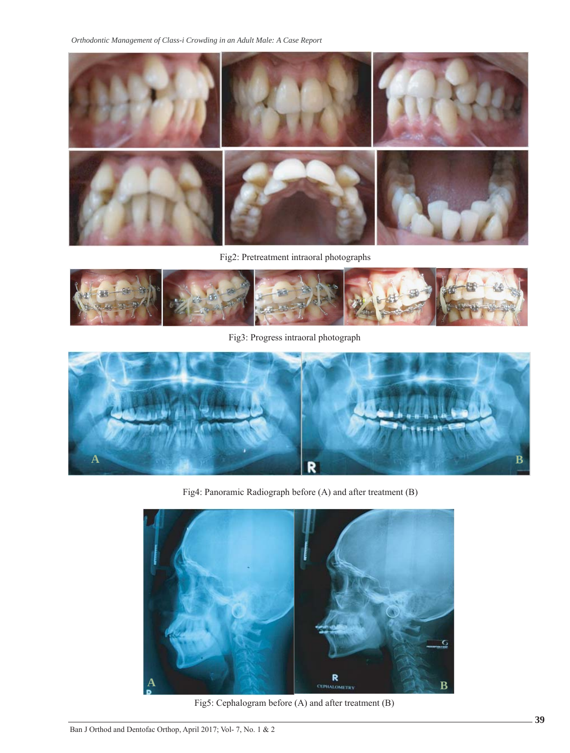Fig2: Pretreatment intraoral photographs

Fig3: Progress intraoral photograph

Fig4: Panoramic Radiograph before (A) and after treatment (B)

Fig5: Cephalogram before (A) and after treatment (B)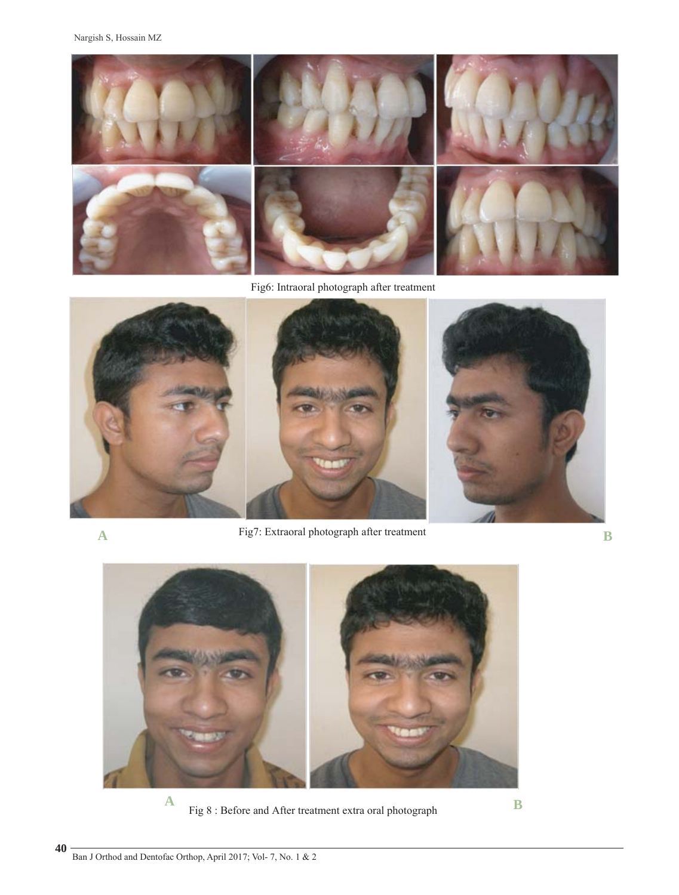Fig6: Intraoral photograph after treatment

A

Fig7: Extraoral photograph after treatment

B

A

Fig 8 : Before and After treatment extra oral photograph

B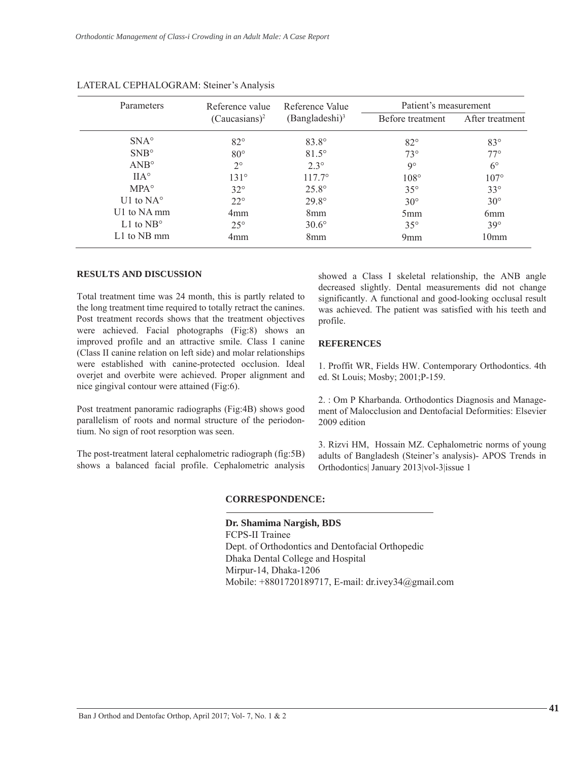LATERAL CEPHALOGRAM: Steiner's Analysis

| Parameters | Reference value (Caucasians)[2] | Reference Value (Bangladeshi)[3] | Patient's measurement | |
|---|---|---|---|---|
| | | | Before treatment | After treatment |
| SNA° | 82° | 83.8° | 82° | 83° |
| SNB° | 80° | 81.5° | 73° | 77° |
| ANB° | 2° | 2.3° | 9° | 6° |
| IIA° | 131° | 117.7° | 108° | 107° |
| MPA° | 32° | 25.8° | 35° | 33° |
| U1 to NA° | 22° | 29.8° | 30° | 30° |
| U1 to NA mm | 4mm | 8mm | 5mm | 6mm |
| L1 to NB° | 25° | 30.6° | 35° | 39° |
| L1 to NB mm | 4mm | 8mm | 9mm | 10mm |

## RESULTS AND DISCUSSION

Total treatment time was 24 month, this is partly related to the long treatment time required to totally retract the canines. Post treatment records shows that the treatment objectives were achieved. Facial photographs (Fig:8) shows an improved profile and an attractive smile. Class I canine (Class II canine relation on left side) and molar relationships were established with canine-protected occlusion. Ideal overjet and overbite were achieved. Proper alignment and nice gingival contour were attained (Fig:6).

Post treatment panoramic radiographs (Fig:4B) shows good parallelism of roots and normal structure of the periodontium. No sign of root resorption was seen.

The post-treatment lateral cephalometric radiograph (fig:5B) shows a balanced facial profile. Cephalometric analysis showed a Class I skeletal relationship, the ANB angle decreased slightly. Dental measurements did not change significantly. A functional and good-looking occlusal result was achieved. The patient was satisfied with his teeth and profile.

## REFERENCES

1. Proffit WR, Fields HW. Contemporary Orthodontics. 4th ed. St Louis; Mosby; 2001;P-159.

2. : Om P Kharbanda. Orthodontics Diagnosis and Management of Malocclusion and Dentofacial Deformities: Elsevier 2009 edition

3. Rizvi HM, Hossain MZ. Cephalometric norms of young adults of Bangladesh (Steiner's analysis)- APOS Trends in Orthodontics| January 2013|vol-3|issue 1

## CORRESPONDENCE:

**Dr. Shamima Nargish, BDS**
FCPS-II Trainee
Dept. of Orthodontics and Dentofacial Orthopedic
Dhaka Dental College and Hospital
Mirpur-14, Dhaka-1206
Mobile: +8801720189717, E-mail: dr.ivey34@gmail.com